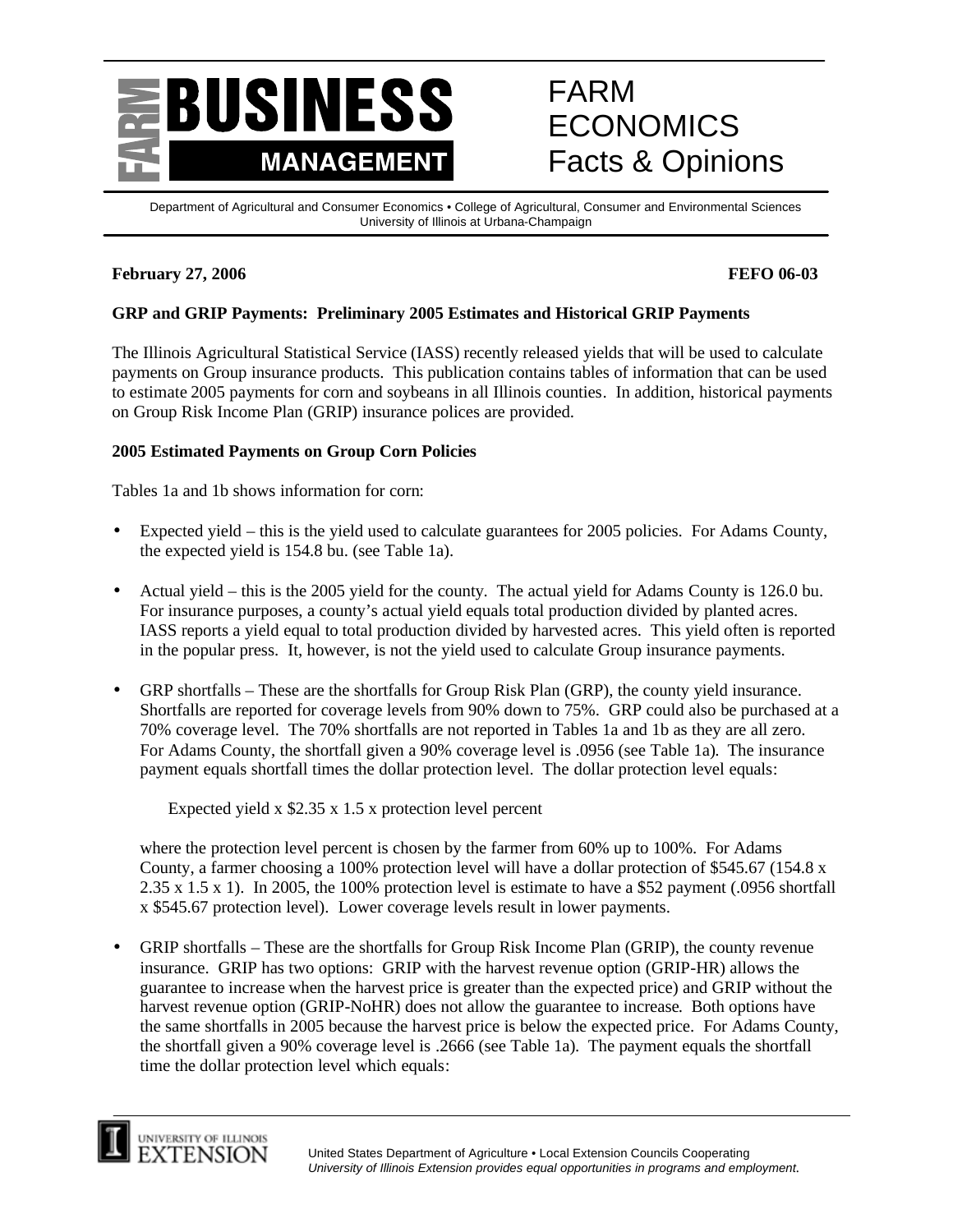# FARM BUSINESS MANAGEMENT

# FARM ECONOMICS Facts & Opinions

Department of Agricultural and Consumer Economics • College of Agricultural, Consumer and Environmental Sciences
University of Illinois at Urbana-Champaign

**February 27, 2006** **FEFO 06-03**

## GRP and GRIP Payments: Preliminary 2005 Estimates and Historical GRIP Payments

The Illinois Agricultural Statistical Service (IASS) recently released yields that will be used to calculate payments on Group insurance products. This publication contains tables of information that can be used to estimate 2005 payments for corn and soybeans in all Illinois counties. In addition, historical payments on Group Risk Income Plan (GRIP) insurance polices are provided.

### 2005 Estimated Payments on Group Corn Policies

Tables 1a and 1b shows information for corn:

- Expected yield – this is the yield used to calculate guarantees for 2005 policies. For Adams County, the expected yield is 154.8 bu. (see Table 1a).

- Actual yield – this is the 2005 yield for the county. The actual yield for Adams County is 126.0 bu. For insurance purposes, a county's actual yield equals total production divided by planted acres. IASS reports a yield equal to total production divided by harvested acres. This yield often is reported in the popular press. It, however, is not the yield used to calculate Group insurance payments.

- GRP shortfalls – These are the shortfalls for Group Risk Plan (GRP), the county yield insurance. Shortfalls are reported for coverage levels from 90% down to 75%. GRP could also be purchased at a 70% coverage level. The 70% shortfalls are not reported in Tables 1a and 1b as they are all zero. For Adams County, the shortfall given a 90% coverage level is .0956 (see Table 1a). The insurance payment equals shortfall times the dollar protection level. The dollar protection level equals:

  Expected yield x \$2.35 x 1.5 x protection level percent

  where the protection level percent is chosen by the farmer from 60% up to 100%. For Adams County, a farmer choosing a 100% protection level will have a dollar protection of \$545.67 (154.8 x 2.35 x 1.5 x 1). In 2005, the 100% protection level is estimate to have a \$52 payment (.0956 shortfall x \$545.67 protection level). Lower coverage levels result in lower payments.

- GRIP shortfalls – These are the shortfalls for Group Risk Income Plan (GRIP), the county revenue insurance. GRIP has two options: GRIP with the harvest revenue option (GRIP-HR) allows the guarantee to increase when the harvest price is greater than the expected price) and GRIP without the harvest revenue option (GRIP-NoHR) does not allow the guarantee to increase. Both options have the same shortfalls in 2005 because the harvest price is below the expected price. For Adams County, the shortfall given a 90% coverage level is .2666 (see Table 1a). The payment equals the shortfall time the dollar protection level which equals: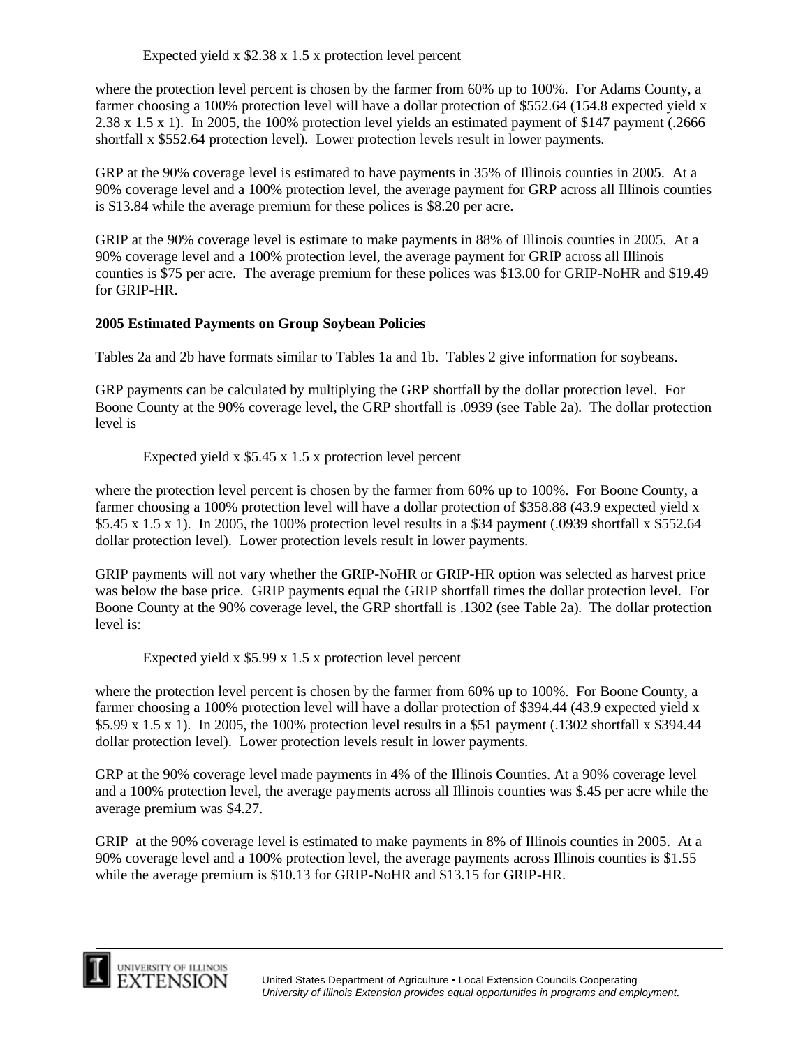Expected yield x $2.38 x 1.5 x protection level percent

where the protection level percent is chosen by the farmer from 60% up to 100%. For Adams County, a farmer choosing a 100% protection level will have a dollar protection of $552.64 (154.8 expected yield x 2.38 x 1.5 x 1). In 2005, the 100% protection level yields an estimated payment of $147 payment (.2666 shortfall x $552.64 protection level). Lower protection levels result in lower payments.

GRP at the 90% coverage level is estimated to have payments in 35% of Illinois counties in 2005. At a 90% coverage level and a 100% protection level, the average payment for GRP across all Illinois counties is $13.84 while the average premium for these polices is $8.20 per acre.

GRIP at the 90% coverage level is estimate to make payments in 88% of Illinois counties in 2005. At a 90% coverage level and a 100% protection level, the average payment for GRIP across all Illinois counties is $75 per acre. The average premium for these polices was $13.00 for GRIP-NoHR and $19.49 for GRIP-HR.

**2005 Estimated Payments on Group Soybean Policies**

Tables 2a and 2b have formats similar to Tables 1a and 1b. Tables 2 give information for soybeans.

GRP payments can be calculated by multiplying the GRP shortfall by the dollar protection level. For Boone County at the 90% coverage level, the GRP shortfall is .0939 (see Table 2a). The dollar protection level is

Expected yield x $5.45 x 1.5 x protection level percent

where the protection level percent is chosen by the farmer from 60% up to 100%. For Boone County, a farmer choosing a 100% protection level will have a dollar protection of $358.88 (43.9 expected yield x $5.45 x 1.5 x 1). In 2005, the 100% protection level results in a $34 payment (.0939 shortfall x $552.64 dollar protection level). Lower protection levels result in lower payments.

GRIP payments will not vary whether the GRIP-NoHR or GRIP-HR option was selected as harvest price was below the base price. GRIP payments equal the GRIP shortfall times the dollar protection level. For Boone County at the 90% coverage level, the GRP shortfall is .1302 (see Table 2a). The dollar protection level is:

Expected yield x $5.99 x 1.5 x protection level percent

where the protection level percent is chosen by the farmer from 60% up to 100%. For Boone County, a farmer choosing a 100% protection level will have a dollar protection of $394.44 (43.9 expected yield x $5.99 x 1.5 x 1). In 2005, the 100% protection level results in a $51 payment (.1302 shortfall x $394.44 dollar protection level). Lower protection levels result in lower payments.

GRP at the 90% coverage level made payments in 4% of the Illinois Counties. At a 90% coverage level and a 100% protection level, the average payments across all Illinois counties was $.45 per acre while the average premium was $4.27.

GRIP at the 90% coverage level is estimated to make payments in 8% of Illinois counties in 2005. At a 90% coverage level and a 100% protection level, the average payments across Illinois counties is $1.55 while the average premium is $10.13 for GRIP-NoHR and $13.15 for GRIP-HR.

United States Department of Agriculture • Local Extension Councils Cooperating
*University of Illinois Extension provides equal opportunities in programs and employment.*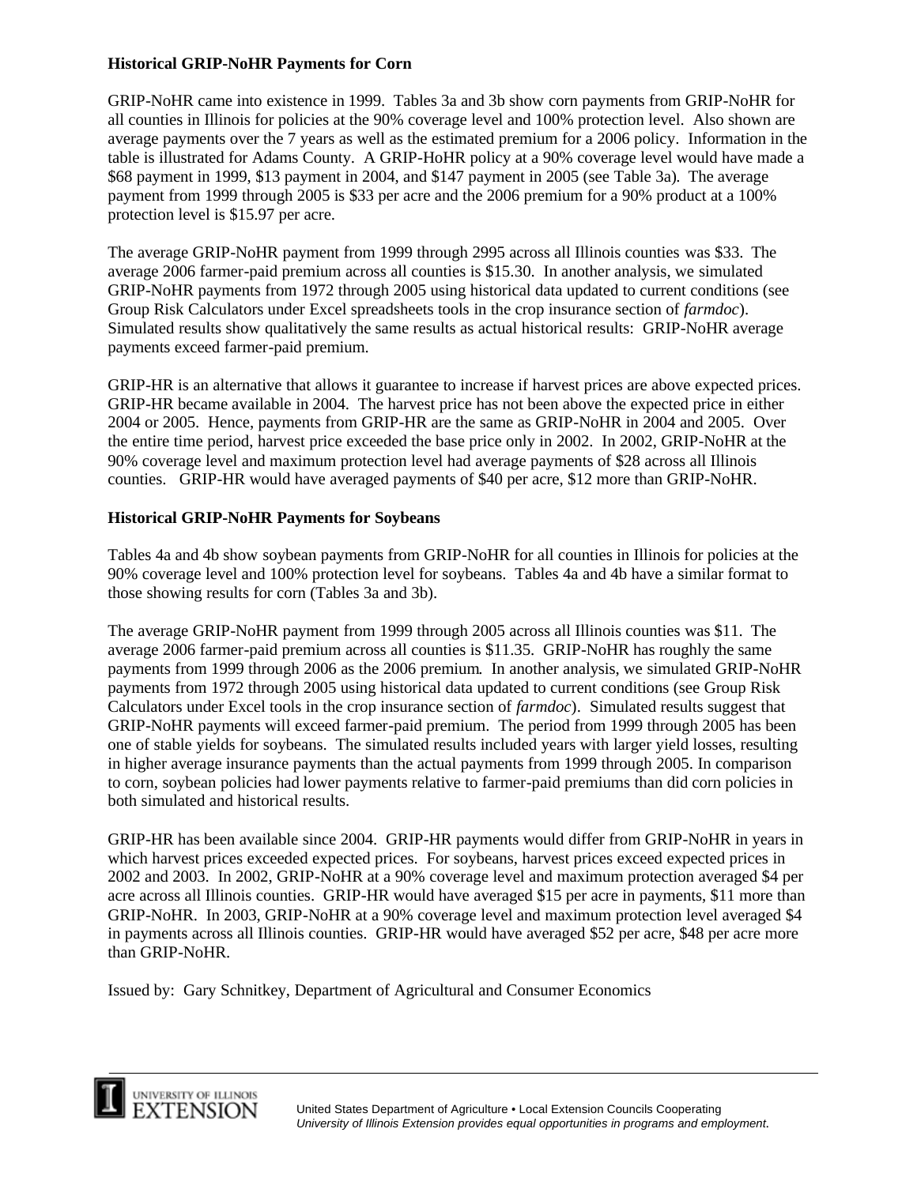**Historical GRIP-NoHR Payments for Corn**

GRIP-NoHR came into existence in 1999. Tables 3a and 3b show corn payments from GRIP-NoHR for all counties in Illinois for policies at the 90% coverage level and 100% protection level. Also shown are average payments over the 7 years as well as the estimated premium for a 2006 policy. Information in the table is illustrated for Adams County. A GRIP-HoHR policy at a 90% coverage level would have made a $68 payment in 1999, $13 payment in 2004, and $147 payment in 2005 (see Table 3a). The average payment from 1999 through 2005 is $33 per acre and the 2006 premium for a 90% product at a 100% protection level is $15.97 per acre.

The average GRIP-NoHR payment from 1999 through 2995 across all Illinois counties was $33. The average 2006 farmer-paid premium across all counties is $15.30. In another analysis, we simulated GRIP-NoHR payments from 1972 through 2005 using historical data updated to current conditions (see Group Risk Calculators under Excel spreadsheets tools in the crop insurance section of *farmdoc*). Simulated results show qualitatively the same results as actual historical results: GRIP-NoHR average payments exceed farmer-paid premium.

GRIP-HR is an alternative that allows it guarantee to increase if harvest prices are above expected prices. GRIP-HR became available in 2004. The harvest price has not been above the expected price in either 2004 or 2005. Hence, payments from GRIP-HR are the same as GRIP-NoHR in 2004 and 2005. Over the entire time period, harvest price exceeded the base price only in 2002. In 2002, GRIP-NoHR at the 90% coverage level and maximum protection level had average payments of $28 across all Illinois counties. GRIP-HR would have averaged payments of $40 per acre, $12 more than GRIP-NoHR.

**Historical GRIP-NoHR Payments for Soybeans**

Tables 4a and 4b show soybean payments from GRIP-NoHR for all counties in Illinois for policies at the 90% coverage level and 100% protection level for soybeans. Tables 4a and 4b have a similar format to those showing results for corn (Tables 3a and 3b).

The average GRIP-NoHR payment from 1999 through 2005 across all Illinois counties was $11. The average 2006 farmer-paid premium across all counties is $11.35. GRIP-NoHR has roughly the same payments from 1999 through 2006 as the 2006 premium. In another analysis, we simulated GRIP-NoHR payments from 1972 through 2005 using historical data updated to current conditions (see Group Risk Calculators under Excel tools in the crop insurance section of *farmdoc*). Simulated results suggest that GRIP-NoHR payments will exceed farmer-paid premium. The period from 1999 through 2005 has been one of stable yields for soybeans. The simulated results included years with larger yield losses, resulting in higher average insurance payments than the actual payments from 1999 through 2005. In comparison to corn, soybean policies had lower payments relative to farmer-paid premiums than did corn policies in both simulated and historical results.

GRIP-HR has been available since 2004. GRIP-HR payments would differ from GRIP-NoHR in years in which harvest prices exceeded expected prices. For soybeans, harvest prices exceed expected prices in 2002 and 2003. In 2002, GRIP-NoHR at a 90% coverage level and maximum protection averaged $4 per acre across all Illinois counties. GRIP-HR would have averaged $15 per acre in payments, $11 more than GRIP-NoHR. In 2003, GRIP-NoHR at a 90% coverage level and maximum protection level averaged $4 in payments across all Illinois counties. GRIP-HR would have averaged $52 per acre, $48 per acre more than GRIP-NoHR.

Issued by: Gary Schnitkey, Department of Agricultural and Consumer Economics

United States Department of Agriculture • Local Extension Councils Cooperating
*University of Illinois Extension provides equal opportunities in programs and employment.*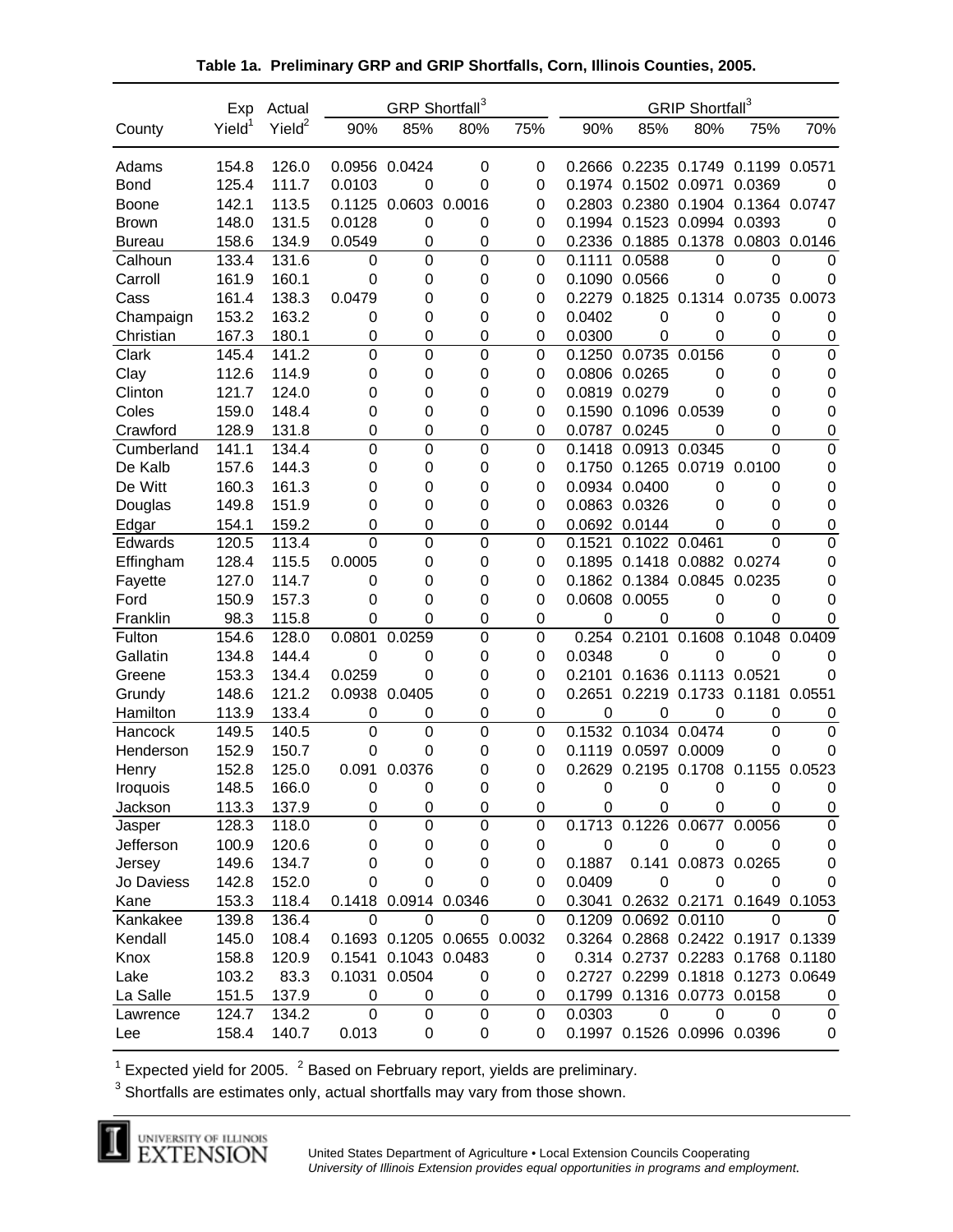**Table 1a. Preliminary GRP and GRIP Shortfalls, Corn, Illinois Counties, 2005.**

| County | Exp Yield[1] | Actual Yield[2] | GRP Shortfall[3] 90% | 85% | 80% | 75% | GRIP Shortfall[3] 90% | 85% | 80% | 75% | 70% |
|---|---|---|---|---|---|---|---|---|---|---|---|
| Adams | 154.8 | 126.0 | 0.0956 | 0.0424 | 0 | 0 | 0.2666 | 0.2235 | 0.1749 | 0.1199 | 0.0571 |
| Bond | 125.4 | 111.7 | 0.0103 | 0 | 0 | 0 | 0.1974 | 0.1502 | 0.0971 | 0.0369 | 0 |
| Boone | 142.1 | 113.5 | 0.1125 | 0.0603 | 0.0016 | 0 | 0.2803 | 0.2380 | 0.1904 | 0.1364 | 0.0747 |
| Brown | 148.0 | 131.5 | 0.0128 | 0 | 0 | 0 | 0.1994 | 0.1523 | 0.0994 | 0.0393 | 0 |
| Bureau | 158.6 | 134.9 | 0.0549 | 0 | 0 | 0 | 0.2336 | 0.1885 | 0.1378 | 0.0803 | 0.0146 |
| Calhoun | 133.4 | 131.6 | 0 | 0 | 0 | 0 | 0.1111 | 0.0588 | 0 | 0 | 0 |
| Carroll | 161.9 | 160.1 | 0 | 0 | 0 | 0 | 0.1090 | 0.0566 | 0 | 0 | 0 |
| Cass | 161.4 | 138.3 | 0.0479 | 0 | 0 | 0 | 0.2279 | 0.1825 | 0.1314 | 0.0735 | 0.0073 |
| Champaign | 153.2 | 163.2 | 0 | 0 | 0 | 0 | 0.0402 | 0 | 0 | 0 | 0 |
| Christian | 167.3 | 180.1 | 0 | 0 | 0 | 0 | 0.0300 | 0 | 0 | 0 | 0 |
| Clark | 145.4 | 141.2 | 0 | 0 | 0 | 0 | 0.1250 | 0.0735 | 0.0156 | 0 | 0 |
| Clay | 112.6 | 114.9 | 0 | 0 | 0 | 0 | 0.0806 | 0.0265 | 0 | 0 | 0 |
| Clinton | 121.7 | 124.0 | 0 | 0 | 0 | 0 | 0.0819 | 0.0279 | 0 | 0 | 0 |
| Coles | 159.0 | 148.4 | 0 | 0 | 0 | 0 | 0.1590 | 0.1096 | 0.0539 | 0 | 0 |
| Crawford | 128.9 | 131.8 | 0 | 0 | 0 | 0 | 0.0787 | 0.0245 | 0 | 0 | 0 |
| Cumberland | 141.1 | 134.4 | 0 | 0 | 0 | 0 | 0.1418 | 0.0913 | 0.0345 | 0 | 0 |
| De Kalb | 157.6 | 144.3 | 0 | 0 | 0 | 0 | 0.1750 | 0.1265 | 0.0719 | 0.0100 | 0 |
| De Witt | 160.3 | 161.3 | 0 | 0 | 0 | 0 | 0.0934 | 0.0400 | 0 | 0 | 0 |
| Douglas | 149.8 | 151.9 | 0 | 0 | 0 | 0 | 0.0863 | 0.0326 | 0 | 0 | 0 |
| Edgar | 154.1 | 159.2 | 0 | 0 | 0 | 0 | 0.0692 | 0.0144 | 0 | 0 | 0 |
| Edwards | 120.5 | 113.4 | 0 | 0 | 0 | 0 | 0.1521 | 0.1022 | 0.0461 | 0 | 0 |
| Effingham | 128.4 | 115.5 | 0.0005 | 0 | 0 | 0 | 0.1895 | 0.1418 | 0.0882 | 0.0274 | 0 |
| Fayette | 127.0 | 114.7 | 0 | 0 | 0 | 0 | 0.1862 | 0.1384 | 0.0845 | 0.0235 | 0 |
| Ford | 150.9 | 157.3 | 0 | 0 | 0 | 0 | 0.0608 | 0.0055 | 0 | 0 | 0 |
| Franklin | 98.3 | 115.8 | 0 | 0 | 0 | 0 | 0 | 0 | 0 | 0 | 0 |
| Fulton | 154.6 | 128.0 | 0.0801 | 0.0259 | 0 | 0 | 0.254 | 0.2101 | 0.1608 | 0.1048 | 0.0409 |
| Gallatin | 134.8 | 144.4 | 0 | 0 | 0 | 0 | 0.0348 | 0 | 0 | 0 | 0 |
| Greene | 153.3 | 134.4 | 0.0259 | 0 | 0 | 0 | 0.2101 | 0.1636 | 0.1113 | 0.0521 | 0 |
| Grundy | 148.6 | 121.2 | 0.0938 | 0.0405 | 0 | 0 | 0.2651 | 0.2219 | 0.1733 | 0.1181 | 0.0551 |
| Hamilton | 113.9 | 133.4 | 0 | 0 | 0 | 0 | 0 | 0 | 0 | 0 | 0 |
| Hancock | 149.5 | 140.5 | 0 | 0 | 0 | 0 | 0.1532 | 0.1034 | 0.0474 | 0 | 0 |
| Henderson | 152.9 | 150.7 | 0 | 0 | 0 | 0 | 0.1119 | 0.0597 | 0.0009 | 0 | 0 |
| Henry | 152.8 | 125.0 | 0.091 | 0.0376 | 0 | 0 | 0.2629 | 0.2195 | 0.1708 | 0.1155 | 0.0523 |
| Iroquois | 148.5 | 166.0 | 0 | 0 | 0 | 0 | 0 | 0 | 0 | 0 | 0 |
| Jackson | 113.3 | 137.9 | 0 | 0 | 0 | 0 | 0 | 0 | 0 | 0 | 0 |
| Jasper | 128.3 | 118.0 | 0 | 0 | 0 | 0 | 0.1713 | 0.1226 | 0.0677 | 0.0056 | 0 |
| Jefferson | 100.9 | 120.6 | 0 | 0 | 0 | 0 | 0 | 0 | 0 | 0 | 0 |
| Jersey | 149.6 | 134.7 | 0 | 0 | 0 | 0 | 0.1887 | 0.141 | 0.0873 | 0.0265 | 0 |
| Jo Daviess | 142.8 | 152.0 | 0 | 0 | 0 | 0 | 0.0409 | 0 | 0 | 0 | 0 |
| Kane | 153.3 | 118.4 | 0.1418 | 0.0914 | 0.0346 | 0 | 0.3041 | 0.2632 | 0.2171 | 0.1649 | 0.1053 |
| Kankakee | 139.8 | 136.4 | 0 | 0 | 0 | 0 | 0.1209 | 0.0692 | 0.0110 | 0 | 0 |
| Kendall | 145.0 | 108.4 | 0.1693 | 0.1205 | 0.0655 | 0.0032 | 0.3264 | 0.2868 | 0.2422 | 0.1917 | 0.1339 |
| Knox | 158.8 | 120.9 | 0.1541 | 0.1043 | 0.0483 | 0 | 0.314 | 0.2737 | 0.2283 | 0.1768 | 0.1180 |
| Lake | 103.2 | 83.3 | 0.1031 | 0.0504 | 0 | 0 | 0.2727 | 0.2299 | 0.1818 | 0.1273 | 0.0649 |
| La Salle | 151.5 | 137.9 | 0 | 0 | 0 | 0 | 0.1799 | 0.1316 | 0.0773 | 0.0158 | 0 |
| Lawrence | 124.7 | 134.2 | 0 | 0 | 0 | 0 | 0.0303 | 0 | 0 | 0 | 0 |
| Lee | 158.4 | 140.7 | 0.013 | 0 | 0 | 0 | 0.1997 | 0.1526 | 0.0996 | 0.0396 | 0 |

[1] Expected yield for 2005. [2] Based on February report, yields are preliminary.

[3] Shortfalls are estimates only, actual shortfalls may vary from those shown.

University of Illinois Extension

United States Department of Agriculture • Local Extension Councils Cooperating
*University of Illinois Extension provides equal opportunities in programs and employment.*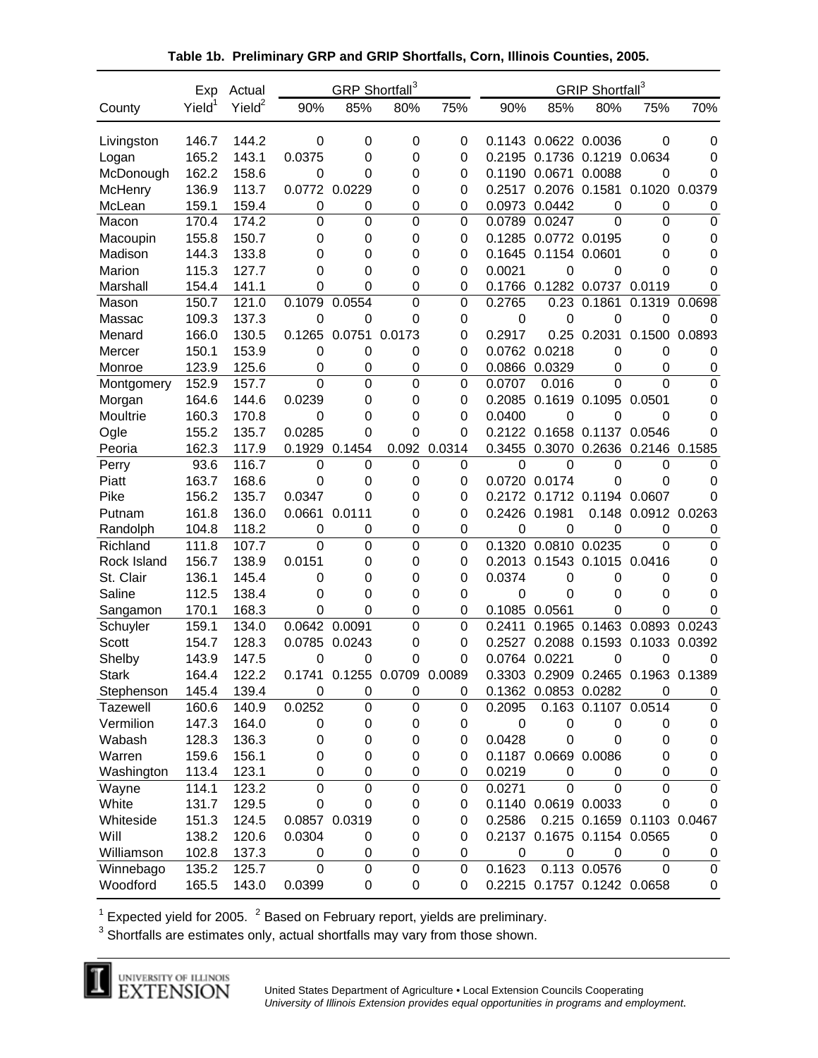**Table 1b. Preliminary GRP and GRIP Shortfalls, Corn, Illinois Counties, 2005.**

| | Exp | Actual | GRP Shortfall[3] | | | | GRIP Shortfall[3] | | | | |
|---|---|---|---|---|---|---|---|---|---|---|---|
| County | Yield[1] | Yield[2] | 90% | 85% | 80% | 75% | 90% | 85% | 80% | 75% | 70% |
| Livingston | 146.7 | 144.2 | 0 | 0 | 0 | 0 | 0.1143 | 0.0622 | 0.0036 | 0 | 0 |
| Logan | 165.2 | 143.1 | 0.0375 | 0 | 0 | 0 | 0.2195 | 0.1736 | 0.1219 | 0.0634 | 0 |
| McDonough | 162.2 | 158.6 | 0 | 0 | 0 | 0 | 0.1190 | 0.0671 | 0.0088 | 0 | 0 |
| McHenry | 136.9 | 113.7 | 0.0772 | 0.0229 | 0 | 0 | 0.2517 | 0.2076 | 0.1581 | 0.1020 | 0.0379 |
| McLean | 159.1 | 159.4 | 0 | 0 | 0 | 0 | 0.0973 | 0.0442 | 0 | 0 | 0 |
| Macon | 170.4 | 174.2 | 0 | 0 | 0 | 0 | 0.0789 | 0.0247 | 0 | 0 | 0 |
| Macoupin | 155.8 | 150.7 | 0 | 0 | 0 | 0 | 0.1285 | 0.0772 | 0.0195 | 0 | 0 |
| Madison | 144.3 | 133.8 | 0 | 0 | 0 | 0 | 0.1645 | 0.1154 | 0.0601 | 0 | 0 |
| Marion | 115.3 | 127.7 | 0 | 0 | 0 | 0 | 0.0021 | 0 | 0 | 0 | 0 |
| Marshall | 154.4 | 141.1 | 0 | 0 | 0 | 0 | 0.1766 | 0.1282 | 0.0737 | 0.0119 | 0 |
| Mason | 150.7 | 121.0 | 0.1079 | 0.0554 | 0 | 0 | 0.2765 | 0.23 | 0.1861 | 0.1319 | 0.0698 |
| Massac | 109.3 | 137.3 | 0 | 0 | 0 | 0 | 0 | 0 | 0 | 0 | 0 |
| Menard | 166.0 | 130.5 | 0.1265 | 0.0751 | 0.0173 | 0 | 0.2917 | 0.25 | 0.2031 | 0.1500 | 0.0893 |
| Mercer | 150.1 | 153.9 | 0 | 0 | 0 | 0 | 0.0762 | 0.0218 | 0 | 0 | 0 |
| Monroe | 123.9 | 125.6 | 0 | 0 | 0 | 0 | 0.0866 | 0.0329 | 0 | 0 | 0 |
| Montgomery | 152.9 | 157.7 | 0 | 0 | 0 | 0 | 0.0707 | 0.016 | 0 | 0 | 0 |
| Morgan | 164.6 | 144.6 | 0.0239 | 0 | 0 | 0 | 0.2085 | 0.1619 | 0.1095 | 0.0501 | 0 |
| Moultrie | 160.3 | 170.8 | 0 | 0 | 0 | 0 | 0.0400 | 0 | 0 | 0 | 0 |
| Ogle | 155.2 | 135.7 | 0.0285 | 0 | 0 | 0 | 0.2122 | 0.1658 | 0.1137 | 0.0546 | 0 |
| Peoria | 162.3 | 117.9 | 0.1929 | 0.1454 | 0.092 | 0.0314 | 0.3455 | 0.3070 | 0.2636 | 0.2146 | 0.1585 |
| Perry | 93.6 | 116.7 | 0 | 0 | 0 | 0 | 0 | 0 | 0 | 0 | 0 |
| Piatt | 163.7 | 168.6 | 0 | 0 | 0 | 0 | 0.0720 | 0.0174 | 0 | 0 | 0 |
| Pike | 156.2 | 135.7 | 0.0347 | 0 | 0 | 0 | 0.2172 | 0.1712 | 0.1194 | 0.0607 | 0 |
| Putnam | 161.8 | 136.0 | 0.0661 | 0.0111 | 0 | 0 | 0.2426 | 0.1981 | 0.148 | 0.0912 | 0.0263 |
| Randolph | 104.8 | 118.2 | 0 | 0 | 0 | 0 | 0 | 0 | 0 | 0 | 0 |
| Richland | 111.8 | 107.7 | 0 | 0 | 0 | 0 | 0.1320 | 0.0810 | 0.0235 | 0 | 0 |
| Rock Island | 156.7 | 138.9 | 0.0151 | 0 | 0 | 0 | 0.2013 | 0.1543 | 0.1015 | 0.0416 | 0 |
| St. Clair | 136.1 | 145.4 | 0 | 0 | 0 | 0 | 0.0374 | 0 | 0 | 0 | 0 |
| Saline | 112.5 | 138.4 | 0 | 0 | 0 | 0 | 0 | 0 | 0 | 0 | 0 |
| Sangamon | 170.1 | 168.3 | 0 | 0 | 0 | 0 | 0.1085 | 0.0561 | 0 | 0 | 0 |
| Schuyler | 159.1 | 134.0 | 0.0642 | 0.0091 | 0 | 0 | 0.2411 | 0.1965 | 0.1463 | 0.0893 | 0.0243 |
| Scott | 154.7 | 128.3 | 0.0785 | 0.0243 | 0 | 0 | 0.2527 | 0.2088 | 0.1593 | 0.1033 | 0.0392 |
| Shelby | 143.9 | 147.5 | 0 | 0 | 0 | 0 | 0.0764 | 0.0221 | 0 | 0 | 0 |
| Stark | 164.4 | 122.2 | 0.1741 | 0.1255 | 0.0709 | 0.0089 | 0.3303 | 0.2909 | 0.2465 | 0.1963 | 0.1389 |
| Stephenson | 145.4 | 139.4 | 0 | 0 | 0 | 0 | 0.1362 | 0.0853 | 0.0282 | 0 | 0 |
| Tazewell | 160.6 | 140.9 | 0.0252 | 0 | 0 | 0 | 0.2095 | 0.163 | 0.1107 | 0.0514 | 0 |
| Vermilion | 147.3 | 164.0 | 0 | 0 | 0 | 0 | 0 | 0 | 0 | 0 | 0 |
| Wabash | 128.3 | 136.3 | 0 | 0 | 0 | 0 | 0.0428 | 0 | 0 | 0 | 0 |
| Warren | 159.6 | 156.1 | 0 | 0 | 0 | 0 | 0.1187 | 0.0669 | 0.0086 | 0 | 0 |
| Washington | 113.4 | 123.1 | 0 | 0 | 0 | 0 | 0.0219 | 0 | 0 | 0 | 0 |
| Wayne | 114.1 | 123.2 | 0 | 0 | 0 | 0 | 0.0271 | 0 | 0 | 0 | 0 |
| White | 131.7 | 129.5 | 0 | 0 | 0 | 0 | 0.1140 | 0.0619 | 0.0033 | 0 | 0 |
| Whiteside | 151.3 | 124.5 | 0.0857 | 0.0319 | 0 | 0 | 0.2586 | 0.215 | 0.1659 | 0.1103 | 0.0467 |
| Will | 138.2 | 120.6 | 0.0304 | 0 | 0 | 0 | 0.2137 | 0.1675 | 0.1154 | 0.0565 | 0 |
| Williamson | 102.8 | 137.3 | 0 | 0 | 0 | 0 | 0 | 0 | 0 | 0 | 0 |
| Winnebago | 135.2 | 125.7 | 0 | 0 | 0 | 0 | 0.1623 | 0.113 | 0.0576 | 0 | 0 |
| Woodford | 165.5 | 143.0 | 0.0399 | 0 | 0 | 0 | 0.2215 | 0.1757 | 0.1242 | 0.0658 | 0 |

[1] Expected yield for 2005. [2] Based on February report, yields are preliminary.
[3] Shortfalls are estimates only, actual shortfalls may vary from those shown.

UNIVERSITY OF ILLINOIS EXTENSION

United States Department of Agriculture • Local Extension Councils Cooperating
*University of Illinois Extension provides equal opportunities in programs and employment.*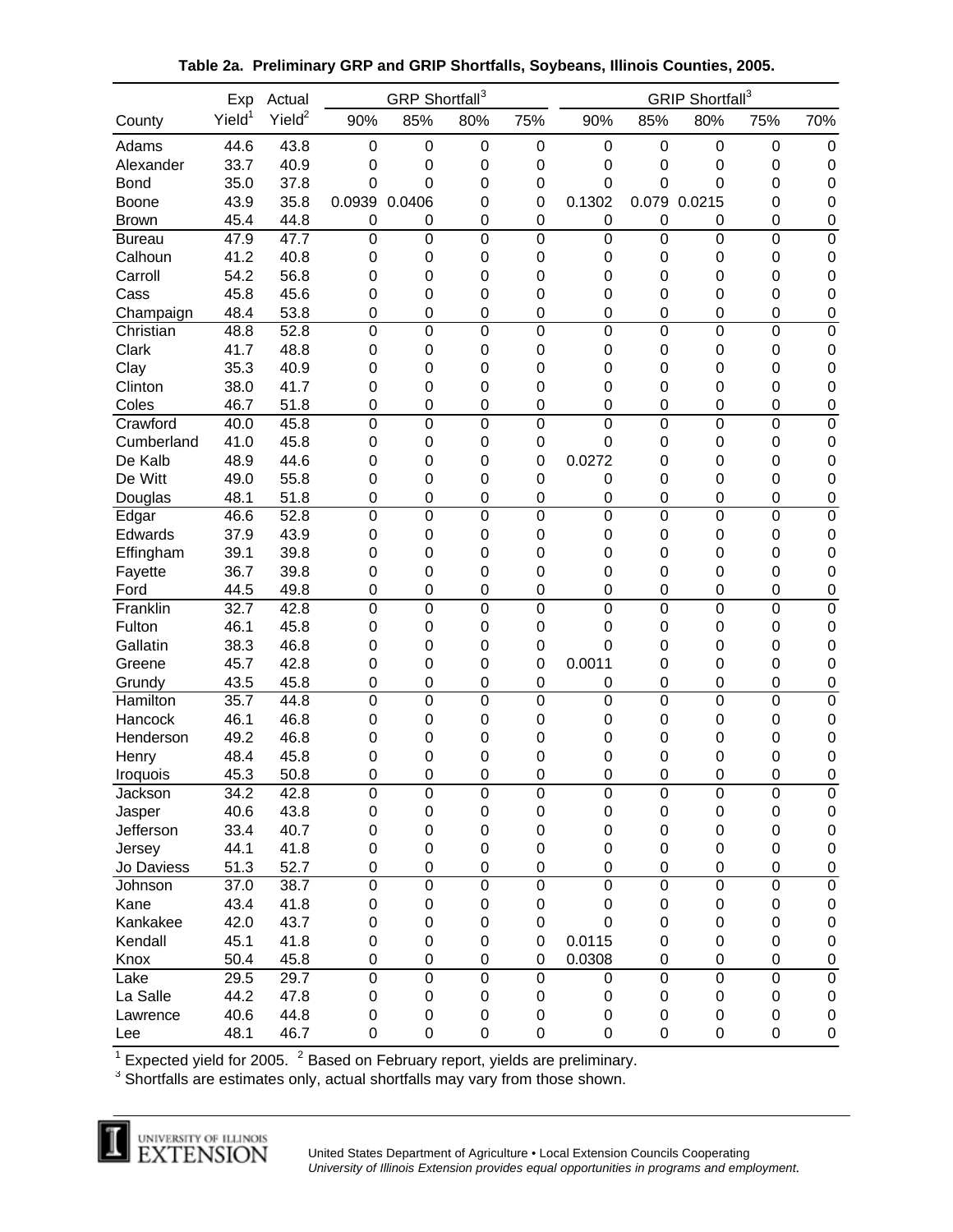**Table 2a. Preliminary GRP and GRIP Shortfalls, Soybeans, Illinois Counties, 2005.**

| County | Exp Yield[1] | Actual Yield[2] | GRP Shortfall[3] 90% | 85% | 80% | 75% | GRIP Shortfall[3] 90% | 85% | 80% | 75% | 70% |
|---|---|---|---|---|---|---|---|---|---|---|---|
| Adams | 44.6 | 43.8 | 0 | 0 | 0 | 0 | 0 | 0 | 0 | 0 | 0 |
| Alexander | 33.7 | 40.9 | 0 | 0 | 0 | 0 | 0 | 0 | 0 | 0 | 0 |
| Bond | 35.0 | 37.8 | 0 | 0 | 0 | 0 | 0 | 0 | 0 | 0 | 0 |
| Boone | 43.9 | 35.8 | 0.0939 | 0.0406 | 0 | 0 | 0.1302 | 0.079 | 0.0215 | 0 | 0 |
| Brown | 45.4 | 44.8 | 0 | 0 | 0 | 0 | 0 | 0 | 0 | 0 | 0 |
| Bureau | 47.9 | 47.7 | 0 | 0 | 0 | 0 | 0 | 0 | 0 | 0 | 0 |
| Calhoun | 41.2 | 40.8 | 0 | 0 | 0 | 0 | 0 | 0 | 0 | 0 | 0 |
| Carroll | 54.2 | 56.8 | 0 | 0 | 0 | 0 | 0 | 0 | 0 | 0 | 0 |
| Cass | 45.8 | 45.6 | 0 | 0 | 0 | 0 | 0 | 0 | 0 | 0 | 0 |
| Champaign | 48.4 | 53.8 | 0 | 0 | 0 | 0 | 0 | 0 | 0 | 0 | 0 |
| Christian | 48.8 | 52.8 | 0 | 0 | 0 | 0 | 0 | 0 | 0 | 0 | 0 |
| Clark | 41.7 | 48.8 | 0 | 0 | 0 | 0 | 0 | 0 | 0 | 0 | 0 |
| Clay | 35.3 | 40.9 | 0 | 0 | 0 | 0 | 0 | 0 | 0 | 0 | 0 |
| Clinton | 38.0 | 41.7 | 0 | 0 | 0 | 0 | 0 | 0 | 0 | 0 | 0 |
| Coles | 46.7 | 51.8 | 0 | 0 | 0 | 0 | 0 | 0 | 0 | 0 | 0 |
| Crawford | 40.0 | 45.8 | 0 | 0 | 0 | 0 | 0 | 0 | 0 | 0 | 0 |
| Cumberland | 41.0 | 45.8 | 0 | 0 | 0 | 0 | 0 | 0 | 0 | 0 | 0 |
| De Kalb | 48.9 | 44.6 | 0 | 0 | 0 | 0 | 0.0272 | 0 | 0 | 0 | 0 |
| De Witt | 49.0 | 55.8 | 0 | 0 | 0 | 0 | 0 | 0 | 0 | 0 | 0 |
| Douglas | 48.1 | 51.8 | 0 | 0 | 0 | 0 | 0 | 0 | 0 | 0 | 0 |
| Edgar | 46.6 | 52.8 | 0 | 0 | 0 | 0 | 0 | 0 | 0 | 0 | 0 |
| Edwards | 37.9 | 43.9 | 0 | 0 | 0 | 0 | 0 | 0 | 0 | 0 | 0 |
| Effingham | 39.1 | 39.8 | 0 | 0 | 0 | 0 | 0 | 0 | 0 | 0 | 0 |
| Fayette | 36.7 | 39.8 | 0 | 0 | 0 | 0 | 0 | 0 | 0 | 0 | 0 |
| Ford | 44.5 | 49.8 | 0 | 0 | 0 | 0 | 0 | 0 | 0 | 0 | 0 |
| Franklin | 32.7 | 42.8 | 0 | 0 | 0 | 0 | 0 | 0 | 0 | 0 | 0 |
| Fulton | 46.1 | 45.8 | 0 | 0 | 0 | 0 | 0 | 0 | 0 | 0 | 0 |
| Gallatin | 38.3 | 46.8 | 0 | 0 | 0 | 0 | 0 | 0 | 0 | 0 | 0 |
| Greene | 45.7 | 42.8 | 0 | 0 | 0 | 0 | 0.0011 | 0 | 0 | 0 | 0 |
| Grundy | 43.5 | 45.8 | 0 | 0 | 0 | 0 | 0 | 0 | 0 | 0 | 0 |
| Hamilton | 35.7 | 44.8 | 0 | 0 | 0 | 0 | 0 | 0 | 0 | 0 | 0 |
| Hancock | 46.1 | 46.8 | 0 | 0 | 0 | 0 | 0 | 0 | 0 | 0 | 0 |
| Henderson | 49.2 | 46.8 | 0 | 0 | 0 | 0 | 0 | 0 | 0 | 0 | 0 |
| Henry | 48.4 | 45.8 | 0 | 0 | 0 | 0 | 0 | 0 | 0 | 0 | 0 |
| Iroquois | 45.3 | 50.8 | 0 | 0 | 0 | 0 | 0 | 0 | 0 | 0 | 0 |
| Jackson | 34.2 | 42.8 | 0 | 0 | 0 | 0 | 0 | 0 | 0 | 0 | 0 |
| Jasper | 40.6 | 43.8 | 0 | 0 | 0 | 0 | 0 | 0 | 0 | 0 | 0 |
| Jefferson | 33.4 | 40.7 | 0 | 0 | 0 | 0 | 0 | 0 | 0 | 0 | 0 |
| Jersey | 44.1 | 41.8 | 0 | 0 | 0 | 0 | 0 | 0 | 0 | 0 | 0 |
| Jo Daviess | 51.3 | 52.7 | 0 | 0 | 0 | 0 | 0 | 0 | 0 | 0 | 0 |
| Johnson | 37.0 | 38.7 | 0 | 0 | 0 | 0 | 0 | 0 | 0 | 0 | 0 |
| Kane | 43.4 | 41.8 | 0 | 0 | 0 | 0 | 0 | 0 | 0 | 0 | 0 |
| Kankakee | 42.0 | 43.7 | 0 | 0 | 0 | 0 | 0 | 0 | 0 | 0 | 0 |
| Kendall | 45.1 | 41.8 | 0 | 0 | 0 | 0 | 0.0115 | 0 | 0 | 0 | 0 |
| Knox | 50.4 | 45.8 | 0 | 0 | 0 | 0 | 0.0308 | 0 | 0 | 0 | 0 |
| Lake | 29.5 | 29.7 | 0 | 0 | 0 | 0 | 0 | 0 | 0 | 0 | 0 |
| La Salle | 44.2 | 47.8 | 0 | 0 | 0 | 0 | 0 | 0 | 0 | 0 | 0 |
| Lawrence | 40.6 | 44.8 | 0 | 0 | 0 | 0 | 0 | 0 | 0 | 0 | 0 |
| Lee | 48.1 | 46.7 | 0 | 0 | 0 | 0 | 0 | 0 | 0 | 0 | 0 |

[1] Expected yield for 2005. [2] Based on February report, yields are preliminary.
[3] Shortfalls are estimates only, actual shortfalls may vary from those shown.

UNIVERSITY OF ILLINOIS EXTENSION

United States Department of Agriculture • Local Extension Councils Cooperating
*University of Illinois Extension provides equal opportunities in programs and employment.*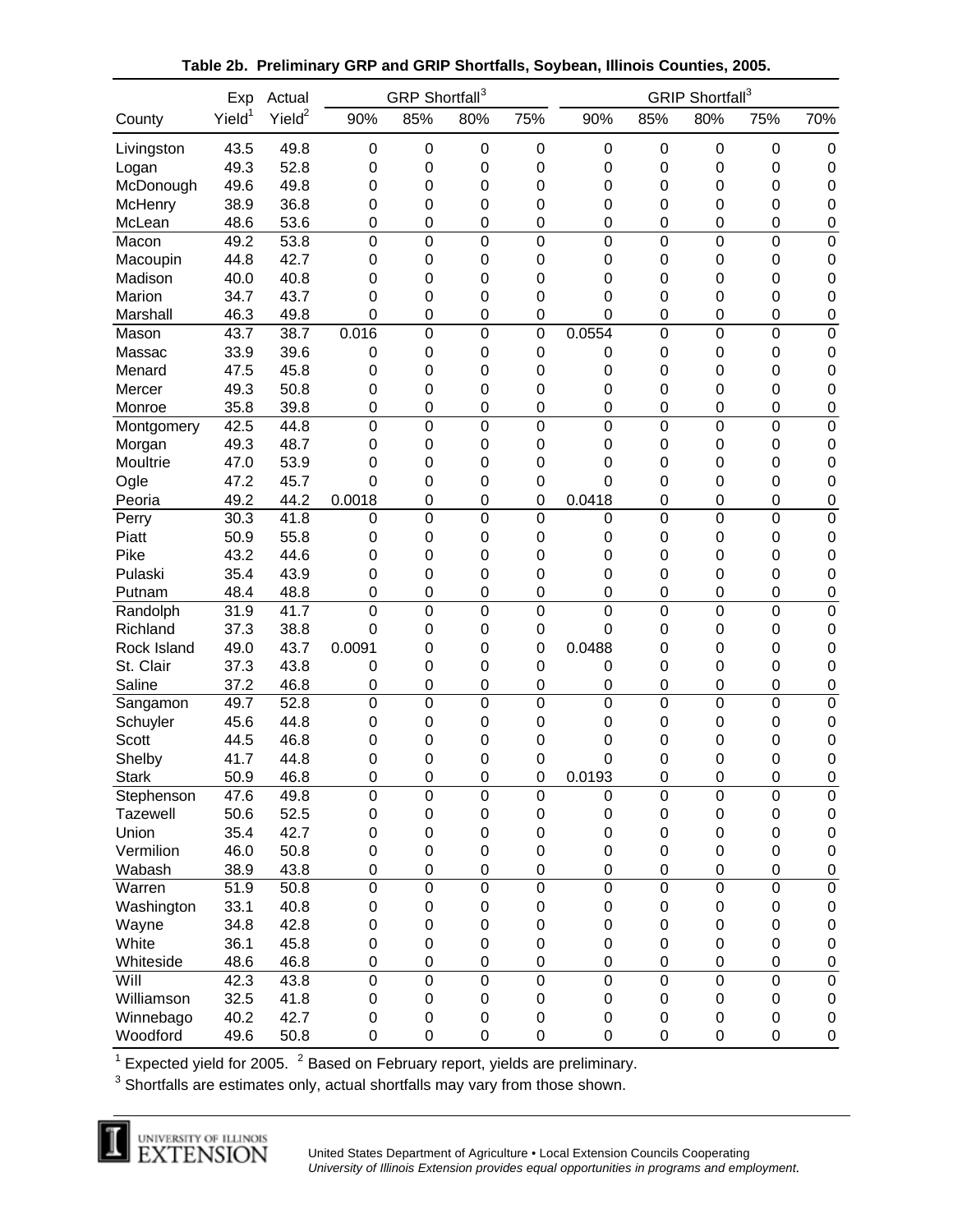**Table 2b. Preliminary GRP and GRIP Shortfalls, Soybean, Illinois Counties, 2005.**

| County | Exp Yield[1] | Actual Yield[2] | GRP Shortfall[3] 90% | 85% | 80% | 75% | GRIP Shortfall[3] 90% | 85% | 80% | 75% | 70% |
|---|---|---|---|---|---|---|---|---|---|---|---|
| Livingston | 43.5 | 49.8 | 0 | 0 | 0 | 0 | 0 | 0 | 0 | 0 | 0 |
| Logan | 49.3 | 52.8 | 0 | 0 | 0 | 0 | 0 | 0 | 0 | 0 | 0 |
| McDonough | 49.6 | 49.8 | 0 | 0 | 0 | 0 | 0 | 0 | 0 | 0 | 0 |
| McHenry | 38.9 | 36.8 | 0 | 0 | 0 | 0 | 0 | 0 | 0 | 0 | 0 |
| McLean | 48.6 | 53.6 | 0 | 0 | 0 | 0 | 0 | 0 | 0 | 0 | 0 |
| Macon | 49.2 | 53.8 | 0 | 0 | 0 | 0 | 0 | 0 | 0 | 0 | 0 |
| Macoupin | 44.8 | 42.7 | 0 | 0 | 0 | 0 | 0 | 0 | 0 | 0 | 0 |
| Madison | 40.0 | 40.8 | 0 | 0 | 0 | 0 | 0 | 0 | 0 | 0 | 0 |
| Marion | 34.7 | 43.7 | 0 | 0 | 0 | 0 | 0 | 0 | 0 | 0 | 0 |
| Marshall | 46.3 | 49.8 | 0 | 0 | 0 | 0 | 0 | 0 | 0 | 0 | 0 |
| Mason | 43.7 | 38.7 | 0.016 | 0 | 0 | 0 | 0.0554 | 0 | 0 | 0 | 0 |
| Massac | 33.9 | 39.6 | 0 | 0 | 0 | 0 | 0 | 0 | 0 | 0 | 0 |
| Menard | 47.5 | 45.8 | 0 | 0 | 0 | 0 | 0 | 0 | 0 | 0 | 0 |
| Mercer | 49.3 | 50.8 | 0 | 0 | 0 | 0 | 0 | 0 | 0 | 0 | 0 |
| Monroe | 35.8 | 39.8 | 0 | 0 | 0 | 0 | 0 | 0 | 0 | 0 | 0 |
| Montgomery | 42.5 | 44.8 | 0 | 0 | 0 | 0 | 0 | 0 | 0 | 0 | 0 |
| Morgan | 49.3 | 48.7 | 0 | 0 | 0 | 0 | 0 | 0 | 0 | 0 | 0 |
| Moultrie | 47.0 | 53.9 | 0 | 0 | 0 | 0 | 0 | 0 | 0 | 0 | 0 |
| Ogle | 47.2 | 45.7 | 0 | 0 | 0 | 0 | 0 | 0 | 0 | 0 | 0 |
| Peoria | 49.2 | 44.2 | 0.0018 | 0 | 0 | 0 | 0.0418 | 0 | 0 | 0 | 0 |
| Perry | 30.3 | 41.8 | 0 | 0 | 0 | 0 | 0 | 0 | 0 | 0 | 0 |
| Piatt | 50.9 | 55.8 | 0 | 0 | 0 | 0 | 0 | 0 | 0 | 0 | 0 |
| Pike | 43.2 | 44.6 | 0 | 0 | 0 | 0 | 0 | 0 | 0 | 0 | 0 |
| Pulaski | 35.4 | 43.9 | 0 | 0 | 0 | 0 | 0 | 0 | 0 | 0 | 0 |
| Putnam | 48.4 | 48.8 | 0 | 0 | 0 | 0 | 0 | 0 | 0 | 0 | 0 |
| Randolph | 31.9 | 41.7 | 0 | 0 | 0 | 0 | 0 | 0 | 0 | 0 | 0 |
| Richland | 37.3 | 38.8 | 0 | 0 | 0 | 0 | 0 | 0 | 0 | 0 | 0 |
| Rock Island | 49.0 | 43.7 | 0.0091 | 0 | 0 | 0 | 0.0488 | 0 | 0 | 0 | 0 |
| St. Clair | 37.3 | 43.8 | 0 | 0 | 0 | 0 | 0 | 0 | 0 | 0 | 0 |
| Saline | 37.2 | 46.8 | 0 | 0 | 0 | 0 | 0 | 0 | 0 | 0 | 0 |
| Sangamon | 49.7 | 52.8 | 0 | 0 | 0 | 0 | 0 | 0 | 0 | 0 | 0 |
| Schuyler | 45.6 | 44.8 | 0 | 0 | 0 | 0 | 0 | 0 | 0 | 0 | 0 |
| Scott | 44.5 | 46.8 | 0 | 0 | 0 | 0 | 0 | 0 | 0 | 0 | 0 |
| Shelby | 41.7 | 44.8 | 0 | 0 | 0 | 0 | 0 | 0 | 0 | 0 | 0 |
| Stark | 50.9 | 46.8 | 0 | 0 | 0 | 0 | 0.0193 | 0 | 0 | 0 | 0 |
| Stephenson | 47.6 | 49.8 | 0 | 0 | 0 | 0 | 0 | 0 | 0 | 0 | 0 |
| Tazewell | 50.6 | 52.5 | 0 | 0 | 0 | 0 | 0 | 0 | 0 | 0 | 0 |
| Union | 35.4 | 42.7 | 0 | 0 | 0 | 0 | 0 | 0 | 0 | 0 | 0 |
| Vermilion | 46.0 | 50.8 | 0 | 0 | 0 | 0 | 0 | 0 | 0 | 0 | 0 |
| Wabash | 38.9 | 43.8 | 0 | 0 | 0 | 0 | 0 | 0 | 0 | 0 | 0 |
| Warren | 51.9 | 50.8 | 0 | 0 | 0 | 0 | 0 | 0 | 0 | 0 | 0 |
| Washington | 33.1 | 40.8 | 0 | 0 | 0 | 0 | 0 | 0 | 0 | 0 | 0 |
| Wayne | 34.8 | 42.8 | 0 | 0 | 0 | 0 | 0 | 0 | 0 | 0 | 0 |
| White | 36.1 | 45.8 | 0 | 0 | 0 | 0 | 0 | 0 | 0 | 0 | 0 |
| Whiteside | 48.6 | 46.8 | 0 | 0 | 0 | 0 | 0 | 0 | 0 | 0 | 0 |
| Will | 42.3 | 43.8 | 0 | 0 | 0 | 0 | 0 | 0 | 0 | 0 | 0 |
| Williamson | 32.5 | 41.8 | 0 | 0 | 0 | 0 | 0 | 0 | 0 | 0 | 0 |
| Winnebago | 40.2 | 42.7 | 0 | 0 | 0 | 0 | 0 | 0 | 0 | 0 | 0 |
| Woodford | 49.6 | 50.8 | 0 | 0 | 0 | 0 | 0 | 0 | 0 | 0 | 0 |

[1] Expected yield for 2005. [2] Based on February report, yields are preliminary.
[3] Shortfalls are estimates only, actual shortfalls may vary from those shown.

UNIVERSITY OF ILLINOIS EXTENSION

United States Department of Agriculture • Local Extension Councils Cooperating
*University of Illinois Extension provides equal opportunities in programs and employment.*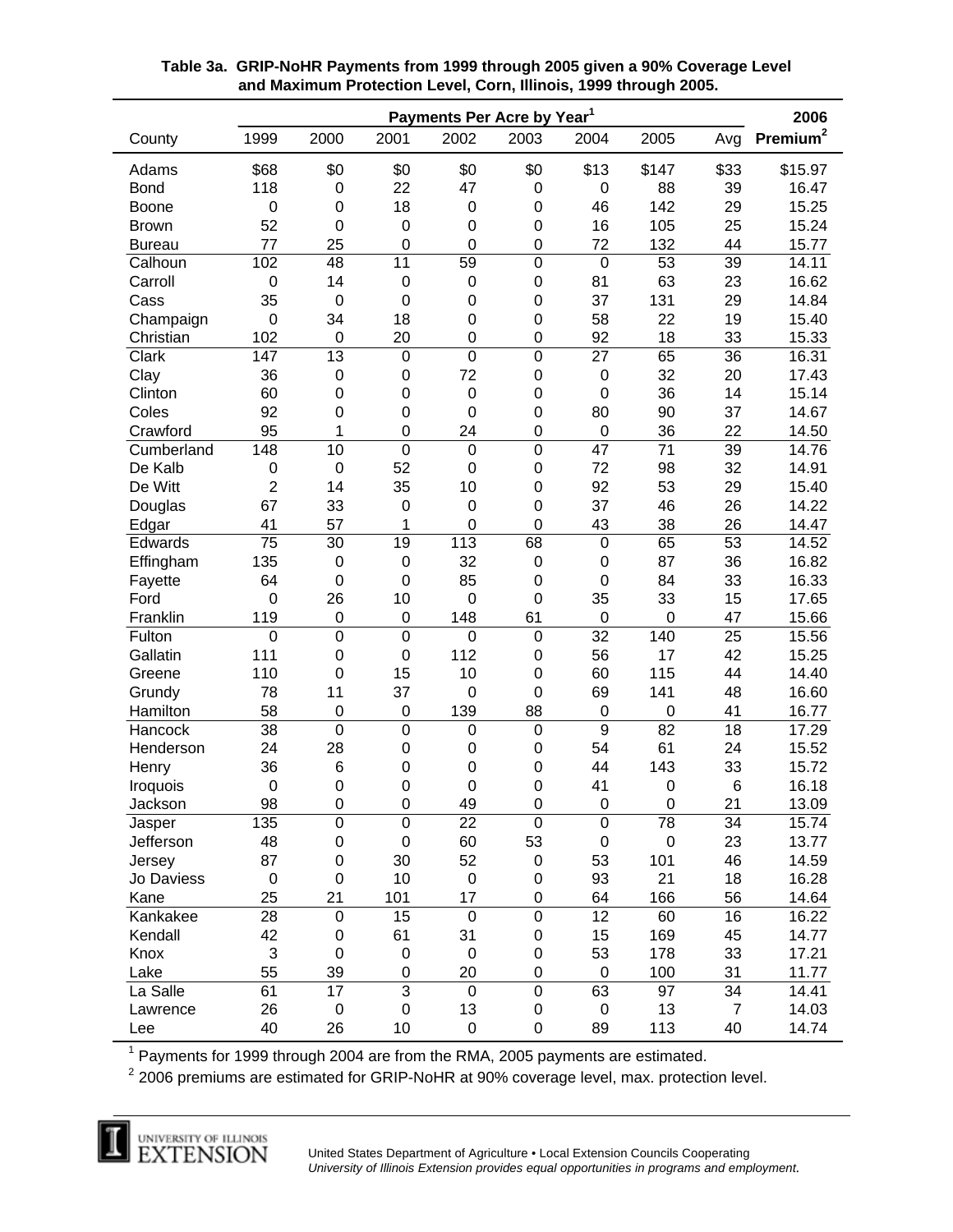**Table 3a. GRIP-NoHR Payments from 1999 through 2005 given a 90% Coverage Level and Maximum Protection Level, Corn, Illinois, 1999 through 2005.**

| | Payments Per Acre by Year[1] | | | | | | | | 2006 |
|---|---|---|---|---|---|---|---|---|---|
| County | 1999 | 2000 | 2001 | 2002 | 2003 | 2004 | 2005 | Avg | Premium[2] |
| Adams | $68 | $0 | $0 | $0 | $0 | $13 | $147 | $33 | $15.97 |
| Bond | 118 | 0 | 22 | 47 | 0 | 0 | 88 | 39 | 16.47 |
| Boone | 0 | 0 | 18 | 0 | 0 | 46 | 142 | 29 | 15.25 |
| Brown | 52 | 0 | 0 | 0 | 0 | 16 | 105 | 25 | 15.24 |
| Bureau | 77 | 25 | 0 | 0 | 0 | 72 | 132 | 44 | 15.77 |
| Calhoun | 102 | 48 | 11 | 59 | 0 | 0 | 53 | 39 | 14.11 |
| Carroll | 0 | 14 | 0 | 0 | 0 | 81 | 63 | 23 | 16.62 |
| Cass | 35 | 0 | 0 | 0 | 0 | 37 | 131 | 29 | 14.84 |
| Champaign | 0 | 34 | 18 | 0 | 0 | 58 | 22 | 19 | 15.40 |
| Christian | 102 | 0 | 20 | 0 | 0 | 92 | 18 | 33 | 15.33 |
| Clark | 147 | 13 | 0 | 0 | 0 | 27 | 65 | 36 | 16.31 |
| Clay | 36 | 0 | 0 | 72 | 0 | 0 | 32 | 20 | 17.43 |
| Clinton | 60 | 0 | 0 | 0 | 0 | 0 | 36 | 14 | 15.14 |
| Coles | 92 | 0 | 0 | 0 | 0 | 80 | 90 | 37 | 14.67 |
| Crawford | 95 | 1 | 0 | 24 | 0 | 0 | 36 | 22 | 14.50 |
| Cumberland | 148 | 10 | 0 | 0 | 0 | 47 | 71 | 39 | 14.76 |
| De Kalb | 0 | 0 | 52 | 0 | 0 | 72 | 98 | 32 | 14.91 |
| De Witt | 2 | 14 | 35 | 10 | 0 | 92 | 53 | 29 | 15.40 |
| Douglas | 67 | 33 | 0 | 0 | 0 | 37 | 46 | 26 | 14.22 |
| Edgar | 41 | 57 | 1 | 0 | 0 | 43 | 38 | 26 | 14.47 |
| Edwards | 75 | 30 | 19 | 113 | 68 | 0 | 65 | 53 | 14.52 |
| Effingham | 135 | 0 | 0 | 32 | 0 | 0 | 87 | 36 | 16.82 |
| Fayette | 64 | 0 | 0 | 85 | 0 | 0 | 84 | 33 | 16.33 |
| Ford | 0 | 26 | 10 | 0 | 0 | 35 | 33 | 15 | 17.65 |
| Franklin | 119 | 0 | 0 | 148 | 61 | 0 | 0 | 47 | 15.66 |
| Fulton | 0 | 0 | 0 | 0 | 0 | 32 | 140 | 25 | 15.56 |
| Gallatin | 111 | 0 | 0 | 112 | 0 | 56 | 17 | 42 | 15.25 |
| Greene | 110 | 0 | 15 | 10 | 0 | 60 | 115 | 44 | 14.40 |
| Grundy | 78 | 11 | 37 | 0 | 0 | 69 | 141 | 48 | 16.60 |
| Hamilton | 58 | 0 | 0 | 139 | 88 | 0 | 0 | 41 | 16.77 |
| Hancock | 38 | 0 | 0 | 0 | 0 | 9 | 82 | 18 | 17.29 |
| Henderson | 24 | 28 | 0 | 0 | 0 | 54 | 61 | 24 | 15.52 |
| Henry | 36 | 6 | 0 | 0 | 0 | 44 | 143 | 33 | 15.72 |
| Iroquois | 0 | 0 | 0 | 0 | 0 | 41 | 0 | 6 | 16.18 |
| Jackson | 98 | 0 | 0 | 49 | 0 | 0 | 0 | 21 | 13.09 |
| Jasper | 135 | 0 | 0 | 22 | 0 | 0 | 78 | 34 | 15.74 |
| Jefferson | 48 | 0 | 0 | 60 | 53 | 0 | 0 | 23 | 13.77 |
| Jersey | 87 | 0 | 30 | 52 | 0 | 53 | 101 | 46 | 14.59 |
| Jo Daviess | 0 | 0 | 10 | 0 | 0 | 93 | 21 | 18 | 16.28 |
| Kane | 25 | 21 | 101 | 17 | 0 | 64 | 166 | 56 | 14.64 |
| Kankakee | 28 | 0 | 15 | 0 | 0 | 12 | 60 | 16 | 16.22 |
| Kendall | 42 | 0 | 61 | 31 | 0 | 15 | 169 | 45 | 14.77 |
| Knox | 3 | 0 | 0 | 0 | 0 | 53 | 178 | 33 | 17.21 |
| Lake | 55 | 39 | 0 | 20 | 0 | 0 | 100 | 31 | 11.77 |
| La Salle | 61 | 17 | 3 | 0 | 0 | 63 | 97 | 34 | 14.41 |
| Lawrence | 26 | 0 | 0 | 13 | 0 | 0 | 13 | 7 | 14.03 |
| Lee | 40 | 26 | 10 | 0 | 0 | 89 | 113 | 40 | 14.74 |

[1] Payments for 1999 through 2004 are from the RMA, 2005 payments are estimated.

[2] 2006 premiums are estimated for GRIP-NoHR at 90% coverage level, max. protection level.

United States Department of Agriculture • Local Extension Councils Cooperating
*University of Illinois Extension provides equal opportunities in programs and employment.*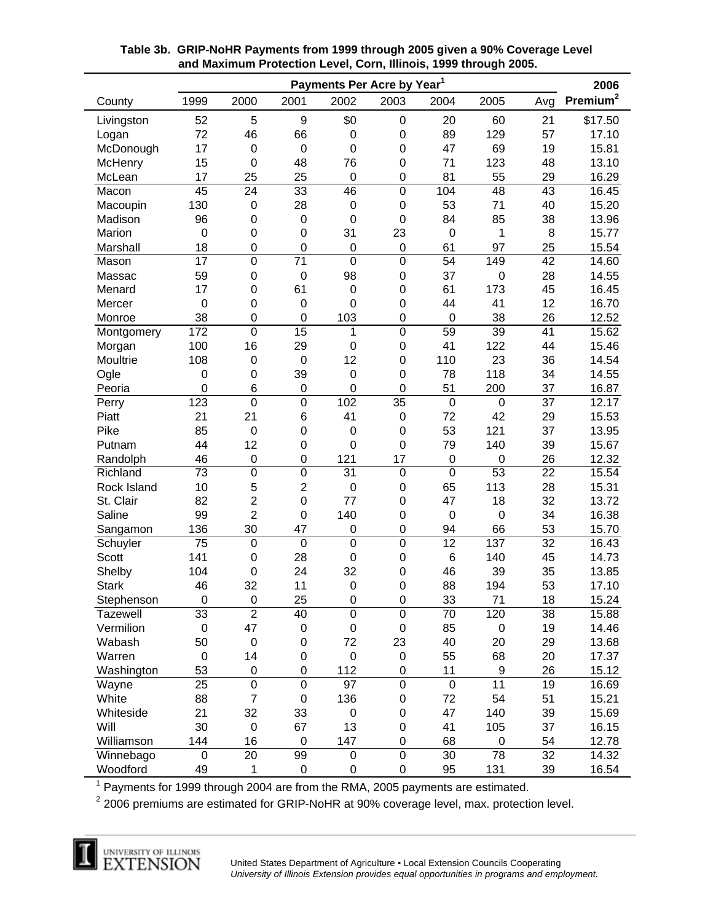**Table 3b. GRIP-NoHR Payments from 1999 through 2005 given a 90% Coverage Level and Maximum Protection Level, Corn, Illinois, 1999 through 2005.**

| | Payments Per Acre by Year[1] | | | | | | | | 2006 |
|---|---|---|---|---|---|---|---|---|---|
| County | 1999 | 2000 | 2001 | 2002 | 2003 | 2004 | 2005 | Avg | Premium[2] |
| Livingston | 52 | 5 | 9 | $0 | 0 | 20 | 60 | 21 | $17.50 |
| Logan | 72 | 46 | 66 | 0 | 0 | 89 | 129 | 57 | 17.10 |
| McDonough | 17 | 0 | 0 | 0 | 0 | 47 | 69 | 19 | 15.81 |
| McHenry | 15 | 0 | 48 | 76 | 0 | 71 | 123 | 48 | 13.10 |
| McLean | 17 | 25 | 25 | 0 | 0 | 81 | 55 | 29 | 16.29 |
| Macon | 45 | 24 | 33 | 46 | 0 | 104 | 48 | 43 | 16.45 |
| Macoupin | 130 | 0 | 28 | 0 | 0 | 53 | 71 | 40 | 15.20 |
| Madison | 96 | 0 | 0 | 0 | 0 | 84 | 85 | 38 | 13.96 |
| Marion | 0 | 0 | 0 | 31 | 23 | 0 | 1 | 8 | 15.77 |
| Marshall | 18 | 0 | 0 | 0 | 0 | 61 | 97 | 25 | 15.54 |
| Mason | 17 | 0 | 71 | 0 | 0 | 54 | 149 | 42 | 14.60 |
| Massac | 59 | 0 | 0 | 98 | 0 | 37 | 0 | 28 | 14.55 |
| Menard | 17 | 0 | 61 | 0 | 0 | 61 | 173 | 45 | 16.45 |
| Mercer | 0 | 0 | 0 | 0 | 0 | 44 | 41 | 12 | 16.70 |
| Monroe | 38 | 0 | 0 | 103 | 0 | 0 | 38 | 26 | 12.52 |
| Montgomery | 172 | 0 | 15 | 1 | 0 | 59 | 39 | 41 | 15.62 |
| Morgan | 100 | 16 | 29 | 0 | 0 | 41 | 122 | 44 | 15.46 |
| Moultrie | 108 | 0 | 0 | 12 | 0 | 110 | 23 | 36 | 14.54 |
| Ogle | 0 | 0 | 39 | 0 | 0 | 78 | 118 | 34 | 14.55 |
| Peoria | 0 | 6 | 0 | 0 | 0 | 51 | 200 | 37 | 16.87 |
| Perry | 123 | 0 | 0 | 102 | 35 | 0 | 0 | 37 | 12.17 |
| Piatt | 21 | 21 | 6 | 41 | 0 | 72 | 42 | 29 | 15.53 |
| Pike | 85 | 0 | 0 | 0 | 0 | 53 | 121 | 37 | 13.95 |
| Putnam | 44 | 12 | 0 | 0 | 0 | 79 | 140 | 39 | 15.67 |
| Randolph | 46 | 0 | 0 | 121 | 17 | 0 | 0 | 26 | 12.32 |
| Richland | 73 | 0 | 0 | 31 | 0 | 0 | 53 | 22 | 15.54 |
| Rock Island | 10 | 5 | 2 | 0 | 0 | 65 | 113 | 28 | 15.31 |
| St. Clair | 82 | 2 | 0 | 77 | 0 | 47 | 18 | 32 | 13.72 |
| Saline | 99 | 2 | 0 | 140 | 0 | 0 | 0 | 34 | 16.38 |
| Sangamon | 136 | 30 | 47 | 0 | 0 | 94 | 66 | 53 | 15.70 |
| Schuyler | 75 | 0 | 0 | 0 | 0 | 12 | 137 | 32 | 16.43 |
| Scott | 141 | 0 | 28 | 0 | 0 | 6 | 140 | 45 | 14.73 |
| Shelby | 104 | 0 | 24 | 32 | 0 | 46 | 39 | 35 | 13.85 |
| Stark | 46 | 32 | 11 | 0 | 0 | 88 | 194 | 53 | 17.10 |
| Stephenson | 0 | 0 | 25 | 0 | 0 | 33 | 71 | 18 | 15.24 |
| Tazewell | 33 | 2 | 40 | 0 | 0 | 70 | 120 | 38 | 15.88 |
| Vermilion | 0 | 47 | 0 | 0 | 0 | 85 | 0 | 19 | 14.46 |
| Wabash | 50 | 0 | 0 | 72 | 23 | 40 | 20 | 29 | 13.68 |
| Warren | 0 | 14 | 0 | 0 | 0 | 55 | 68 | 20 | 17.37 |
| Washington | 53 | 0 | 0 | 112 | 0 | 11 | 9 | 26 | 15.12 |
| Wayne | 25 | 0 | 0 | 97 | 0 | 0 | 11 | 19 | 16.69 |
| White | 88 | 7 | 0 | 136 | 0 | 72 | 54 | 51 | 15.21 |
| Whiteside | 21 | 32 | 33 | 0 | 0 | 47 | 140 | 39 | 15.69 |
| Will | 30 | 0 | 67 | 13 | 0 | 41 | 105 | 37 | 16.15 |
| Williamson | 144 | 16 | 0 | 147 | 0 | 68 | 0 | 54 | 12.78 |
| Winnebago | 0 | 20 | 99 | 0 | 0 | 30 | 78 | 32 | 14.32 |
| Woodford | 49 | 1 | 0 | 0 | 0 | 95 | 131 | 39 | 16.54 |

[1] Payments for 1999 through 2004 are from the RMA, 2005 payments are estimated.

[2] 2006 premiums are estimated for GRIP-NoHR at 90% coverage level, max. protection level.

UNIVERSITY OF ILLINOIS EXTENSION

United States Department of Agriculture • Local Extension Councils Cooperating
*University of Illinois Extension provides equal opportunities in programs and employment.*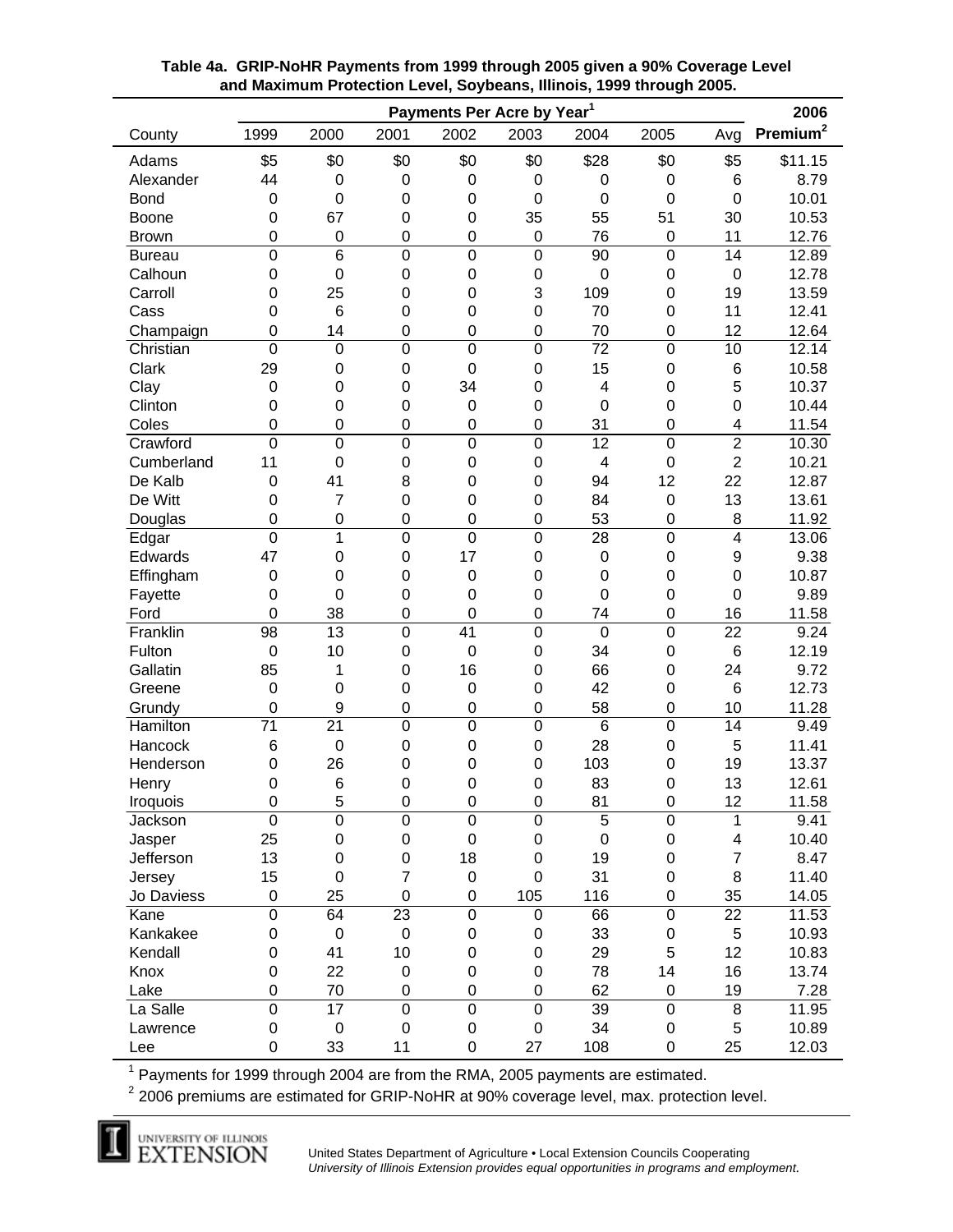**Table 4a. GRIP-NoHR Payments from 1999 through 2005 given a 90% Coverage Level and Maximum Protection Level, Soybeans, Illinois, 1999 through 2005.**

| | Payments Per Acre by Year[1] | | | | | | | | 2006 |
|---|---|---|---|---|---|---|---|---|---|
| County | 1999 | 2000 | 2001 | 2002 | 2003 | 2004 | 2005 | Avg | Premium[2] |
| Adams | $5 | $0 | $0 | $0 | $0 | $28 | $0 | $5 | $11.15 |
| Alexander | 44 | 0 | 0 | 0 | 0 | 0 | 0 | 6 | 8.79 |
| Bond | 0 | 0 | 0 | 0 | 0 | 0 | 0 | 0 | 10.01 |
| Boone | 0 | 67 | 0 | 0 | 35 | 55 | 51 | 30 | 10.53 |
| Brown | 0 | 0 | 0 | 0 | 0 | 76 | 0 | 11 | 12.76 |
| Bureau | 0 | 6 | 0 | 0 | 0 | 90 | 0 | 14 | 12.89 |
| Calhoun | 0 | 0 | 0 | 0 | 0 | 0 | 0 | 0 | 12.78 |
| Carroll | 0 | 25 | 0 | 0 | 3 | 109 | 0 | 19 | 13.59 |
| Cass | 0 | 6 | 0 | 0 | 0 | 70 | 0 | 11 | 12.41 |
| Champaign | 0 | 14 | 0 | 0 | 0 | 70 | 0 | 12 | 12.64 |
| Christian | 0 | 0 | 0 | 0 | 0 | 72 | 0 | 10 | 12.14 |
| Clark | 29 | 0 | 0 | 0 | 0 | 15 | 0 | 6 | 10.58 |
| Clay | 0 | 0 | 0 | 34 | 0 | 4 | 0 | 5 | 10.37 |
| Clinton | 0 | 0 | 0 | 0 | 0 | 0 | 0 | 0 | 10.44 |
| Coles | 0 | 0 | 0 | 0 | 0 | 31 | 0 | 4 | 11.54 |
| Crawford | 0 | 0 | 0 | 0 | 0 | 12 | 0 | 2 | 10.30 |
| Cumberland | 11 | 0 | 0 | 0 | 0 | 4 | 0 | 2 | 10.21 |
| De Kalb | 0 | 41 | 8 | 0 | 0 | 94 | 12 | 22 | 12.87 |
| De Witt | 0 | 7 | 0 | 0 | 0 | 84 | 0 | 13 | 13.61 |
| Douglas | 0 | 0 | 0 | 0 | 0 | 53 | 0 | 8 | 11.92 |
| Edgar | 0 | 1 | 0 | 0 | 0 | 28 | 0 | 4 | 13.06 |
| Edwards | 47 | 0 | 0 | 17 | 0 | 0 | 0 | 9 | 9.38 |
| Effingham | 0 | 0 | 0 | 0 | 0 | 0 | 0 | 0 | 10.87 |
| Fayette | 0 | 0 | 0 | 0 | 0 | 0 | 0 | 0 | 9.89 |
| Ford | 0 | 38 | 0 | 0 | 0 | 74 | 0 | 16 | 11.58 |
| Franklin | 98 | 13 | 0 | 41 | 0 | 0 | 0 | 22 | 9.24 |
| Fulton | 0 | 10 | 0 | 0 | 0 | 34 | 0 | 6 | 12.19 |
| Gallatin | 85 | 1 | 0 | 16 | 0 | 66 | 0 | 24 | 9.72 |
| Greene | 0 | 0 | 0 | 0 | 0 | 42 | 0 | 6 | 12.73 |
| Grundy | 0 | 9 | 0 | 0 | 0 | 58 | 0 | 10 | 11.28 |
| Hamilton | 71 | 21 | 0 | 0 | 0 | 6 | 0 | 14 | 9.49 |
| Hancock | 6 | 0 | 0 | 0 | 0 | 28 | 0 | 5 | 11.41 |
| Henderson | 0 | 26 | 0 | 0 | 0 | 103 | 0 | 19 | 13.37 |
| Henry | 0 | 6 | 0 | 0 | 0 | 83 | 0 | 13 | 12.61 |
| Iroquois | 0 | 5 | 0 | 0 | 0 | 81 | 0 | 12 | 11.58 |
| Jackson | 0 | 0 | 0 | 0 | 0 | 5 | 0 | 1 | 9.41 |
| Jasper | 25 | 0 | 0 | 0 | 0 | 0 | 0 | 4 | 10.40 |
| Jefferson | 13 | 0 | 0 | 18 | 0 | 19 | 0 | 7 | 8.47 |
| Jersey | 15 | 0 | 7 | 0 | 0 | 31 | 0 | 8 | 11.40 |
| Jo Daviess | 0 | 25 | 0 | 0 | 105 | 116 | 0 | 35 | 14.05 |
| Kane | 0 | 64 | 23 | 0 | 0 | 66 | 0 | 22 | 11.53 |
| Kankakee | 0 | 0 | 0 | 0 | 0 | 33 | 0 | 5 | 10.93 |
| Kendall | 0 | 41 | 10 | 0 | 0 | 29 | 5 | 12 | 10.83 |
| Knox | 0 | 22 | 0 | 0 | 0 | 78 | 14 | 16 | 13.74 |
| Lake | 0 | 70 | 0 | 0 | 0 | 62 | 0 | 19 | 7.28 |
| La Salle | 0 | 17 | 0 | 0 | 0 | 39 | 0 | 8 | 11.95 |
| Lawrence | 0 | 0 | 0 | 0 | 0 | 34 | 0 | 5 | 10.89 |
| Lee | 0 | 33 | 11 | 0 | 27 | 108 | 0 | 25 | 12.03 |

[1] Payments for 1999 through 2004 are from the RMA, 2005 payments are estimated.

[2] 2006 premiums are estimated for GRIP-NoHR at 90% coverage level, max. protection level.

University of Illinois Extension

United States Department of Agriculture • Local Extension Councils Cooperating
*University of Illinois Extension provides equal opportunities in programs and employment.*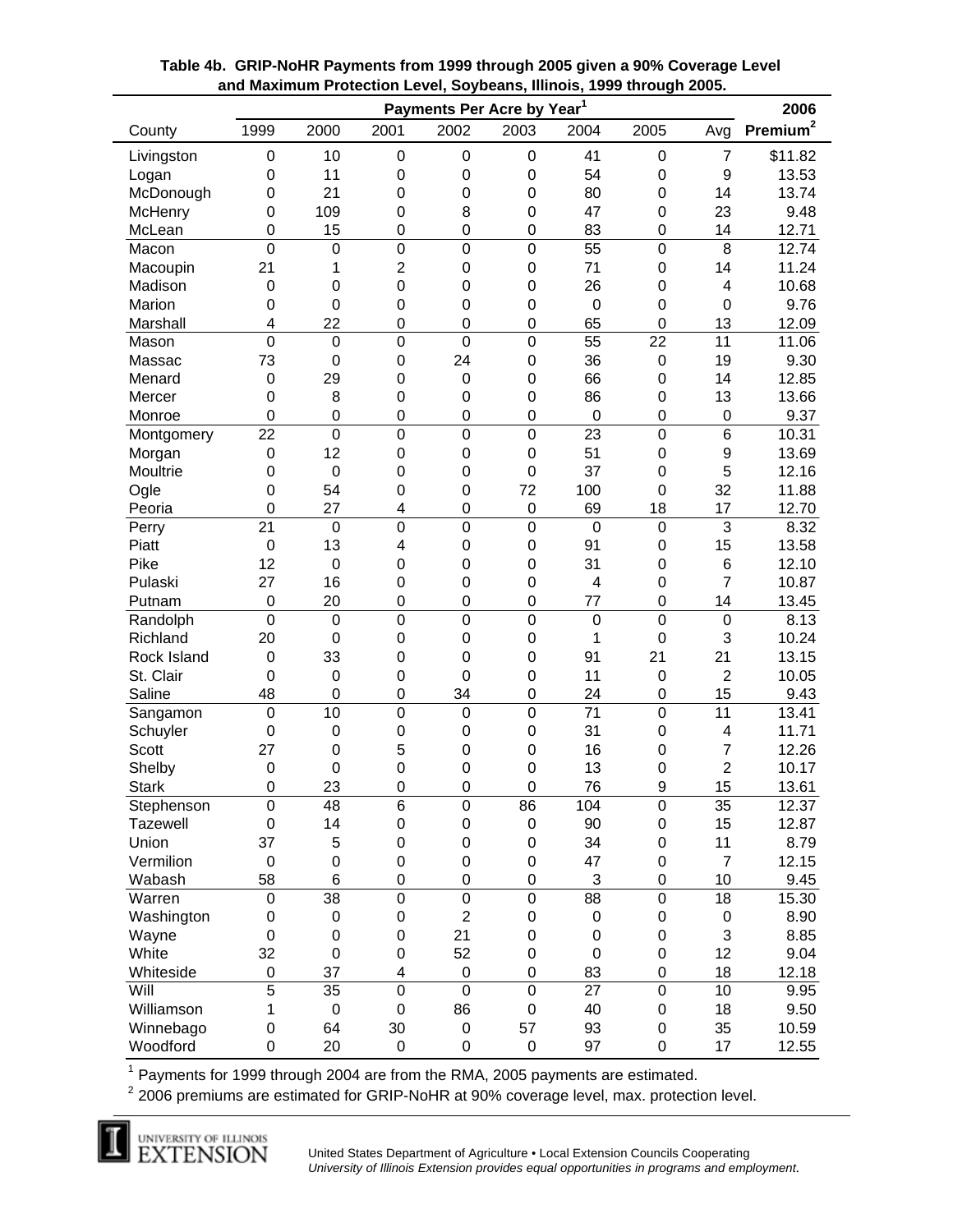**Table 4b. GRIP-NoHR Payments from 1999 through 2005 given a 90% Coverage Level and Maximum Protection Level, Soybeans, Illinois, 1999 through 2005.**

| | Payments Per Acre by Year[1] | | | | | | | | 2006 |
|---|---|---|---|---|---|---|---|---|---|
| County | 1999 | 2000 | 2001 | 2002 | 2003 | 2004 | 2005 | Avg | Premium[2] |
| Livingston | 0 | 10 | 0 | 0 | 0 | 41 | 0 | 7 | $11.82 |
| Logan | 0 | 11 | 0 | 0 | 0 | 54 | 0 | 9 | 13.53 |
| McDonough | 0 | 21 | 0 | 0 | 0 | 80 | 0 | 14 | 13.74 |
| McHenry | 0 | 109 | 0 | 8 | 0 | 47 | 0 | 23 | 9.48 |
| McLean | 0 | 15 | 0 | 0 | 0 | 83 | 0 | 14 | 12.71 |
| Macon | 0 | 0 | 0 | 0 | 0 | 55 | 0 | 8 | 12.74 |
| Macoupin | 21 | 1 | 2 | 0 | 0 | 71 | 0 | 14 | 11.24 |
| Madison | 0 | 0 | 0 | 0 | 0 | 26 | 0 | 4 | 10.68 |
| Marion | 0 | 0 | 0 | 0 | 0 | 0 | 0 | 0 | 9.76 |
| Marshall | 4 | 22 | 0 | 0 | 0 | 65 | 0 | 13 | 12.09 |
| Mason | 0 | 0 | 0 | 0 | 0 | 55 | 22 | 11 | 11.06 |
| Massac | 73 | 0 | 0 | 24 | 0 | 36 | 0 | 19 | 9.30 |
| Menard | 0 | 29 | 0 | 0 | 0 | 66 | 0 | 14 | 12.85 |
| Mercer | 0 | 8 | 0 | 0 | 0 | 86 | 0 | 13 | 13.66 |
| Monroe | 0 | 0 | 0 | 0 | 0 | 0 | 0 | 0 | 9.37 |
| Montgomery | 22 | 0 | 0 | 0 | 0 | 23 | 0 | 6 | 10.31 |
| Morgan | 0 | 12 | 0 | 0 | 0 | 51 | 0 | 9 | 13.69 |
| Moultrie | 0 | 0 | 0 | 0 | 0 | 37 | 0 | 5 | 12.16 |
| Ogle | 0 | 54 | 0 | 0 | 72 | 100 | 0 | 32 | 11.88 |
| Peoria | 0 | 27 | 4 | 0 | 0 | 69 | 18 | 17 | 12.70 |
| Perry | 21 | 0 | 0 | 0 | 0 | 0 | 0 | 3 | 8.32 |
| Piatt | 0 | 13 | 4 | 0 | 0 | 91 | 0 | 15 | 13.58 |
| Pike | 12 | 0 | 0 | 0 | 0 | 31 | 0 | 6 | 12.10 |
| Pulaski | 27 | 16 | 0 | 0 | 0 | 4 | 0 | 7 | 10.87 |
| Putnam | 0 | 20 | 0 | 0 | 0 | 77 | 0 | 14 | 13.45 |
| Randolph | 0 | 0 | 0 | 0 | 0 | 0 | 0 | 0 | 8.13 |
| Richland | 20 | 0 | 0 | 0 | 0 | 1 | 0 | 3 | 10.24 |
| Rock Island | 0 | 33 | 0 | 0 | 0 | 91 | 21 | 21 | 13.15 |
| St. Clair | 0 | 0 | 0 | 0 | 0 | 11 | 0 | 2 | 10.05 |
| Saline | 48 | 0 | 0 | 34 | 0 | 24 | 0 | 15 | 9.43 |
| Sangamon | 0 | 10 | 0 | 0 | 0 | 71 | 0 | 11 | 13.41 |
| Schuyler | 0 | 0 | 0 | 0 | 0 | 31 | 0 | 4 | 11.71 |
| Scott | 27 | 0 | 5 | 0 | 0 | 16 | 0 | 7 | 12.26 |
| Shelby | 0 | 0 | 0 | 0 | 0 | 13 | 0 | 2 | 10.17 |
| Stark | 0 | 23 | 0 | 0 | 0 | 76 | 9 | 15 | 13.61 |
| Stephenson | 0 | 48 | 6 | 0 | 86 | 104 | 0 | 35 | 12.37 |
| Tazewell | 0 | 14 | 0 | 0 | 0 | 90 | 0 | 15 | 12.87 |
| Union | 37 | 5 | 0 | 0 | 0 | 34 | 0 | 11 | 8.79 |
| Vermilion | 0 | 0 | 0 | 0 | 0 | 47 | 0 | 7 | 12.15 |
| Wabash | 58 | 6 | 0 | 0 | 0 | 3 | 0 | 10 | 9.45 |
| Warren | 0 | 38 | 0 | 0 | 0 | 88 | 0 | 18 | 15.30 |
| Washington | 0 | 0 | 0 | 2 | 0 | 0 | 0 | 0 | 8.90 |
| Wayne | 0 | 0 | 0 | 21 | 0 | 0 | 0 | 3 | 8.85 |
| White | 32 | 0 | 0 | 52 | 0 | 0 | 0 | 12 | 9.04 |
| Whiteside | 0 | 37 | 4 | 0 | 0 | 83 | 0 | 18 | 12.18 |
| Will | 5 | 35 | 0 | 0 | 0 | 27 | 0 | 10 | 9.95 |
| Williamson | 1 | 0 | 0 | 86 | 0 | 40 | 0 | 18 | 9.50 |
| Winnebago | 0 | 64 | 30 | 0 | 57 | 93 | 0 | 35 | 10.59 |
| Woodford | 0 | 20 | 0 | 0 | 0 | 97 | 0 | 17 | 12.55 |

[1] Payments for 1999 through 2004 are from the RMA, 2005 payments are estimated.

[2] 2006 premiums are estimated for GRIP-NoHR at 90% coverage level, max. protection level.

UNIVERSITY OF ILLINOIS EXTENSION

United States Department of Agriculture • Local Extension Councils Cooperating
*University of Illinois Extension provides equal opportunities in programs and employment.*